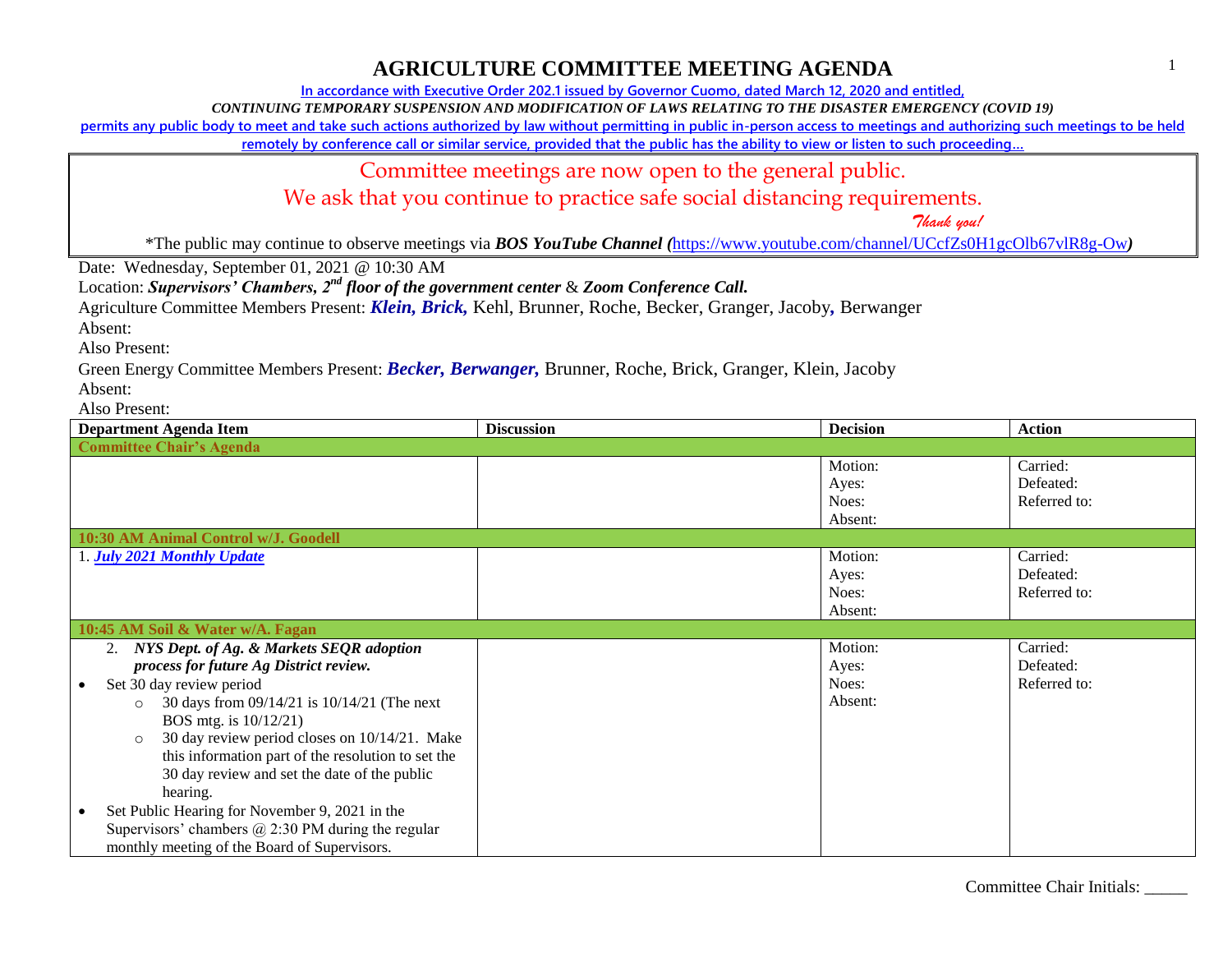# AGRICULTURE COMMITTEE MEETING AGENDA

In accordance with Executive Order 202.1 issued by Governor Cuomo, dated March 12, 2020 and entitled,

*CONTINUING TEMPORARY SUSPENSION AND MODIFICATION OF LAWS RELATING TO THE DISASTER EMERGENCY (COVID 19)*

permits any public body to meet and take such actions authorized by law without permitting in public in-person access to meetings and authorizing such meetings to be held remotely by conference call or similar service, provided that the public has the ability to view or listen to such proceeding…

Committee meetings are now open to the general public.
We ask that you continue to practice safe social distancing requirements.
*Thank you!*

*The public may continue to observe meetings via ***BOS YouTube Channel (***https://www.youtube.com/channel/UCcfZs0H1gcOlb67vlR8g-Ow***)***

Date: Wednesday, September 01, 2021 @ 10:30 AM

Location: ***Supervisors' Chambers, 2nd floor of the government center*** & ***Zoom Conference Call.***

Agriculture Committee Members Present: ***Klein, Brick,*** Kehl, Brunner, Roche, Becker, Granger, Jacoby***,*** Berwanger

Absent:

Also Present:

Green Energy Committee Members Present: ***Becker, Berwanger,*** Brunner, Roche, Brick, Granger, Klein, Jacoby

Absent:

Also Present:

| Department Agenda Item | Discussion | Decision | Action |
|---|---|---|---|
| **Committee Chair's Agenda** | | | |
| | | Motion:<br>Ayes:<br>Noes:<br>Absent: | Carried:<br>Defeated:<br>Referred to: |
| **10:30 AM Animal Control w/J. Goodell** | | | |
| 1. ***July 2021 Monthly Update*** | | Motion:<br>Ayes:<br>Noes:<br>Absent: | Carried:<br>Defeated:<br>Referred to: |
| **10:45 AM Soil & Water w/A. Fagan** | | | |
| 2. ***NYS Dept. of Ag. & Markets SEQR adoption process for future Ag District review.***<br>• Set 30 day review period<br>  ○ 30 days from 09/14/21 is 10/14/21 (The next BOS mtg. is 10/12/21)<br>  ○ 30 day review period closes on 10/14/21. Make this information part of the resolution to set the 30 day review and set the date of the public hearing.<br>• Set Public Hearing for November 9, 2021 in the Supervisors' chambers @ 2:30 PM during the regular monthly meeting of the Board of Supervisors. | | Motion:<br>Ayes:<br>Noes:<br>Absent: | Carried:<br>Defeated:<br>Referred to: |

Committee Chair Initials: _____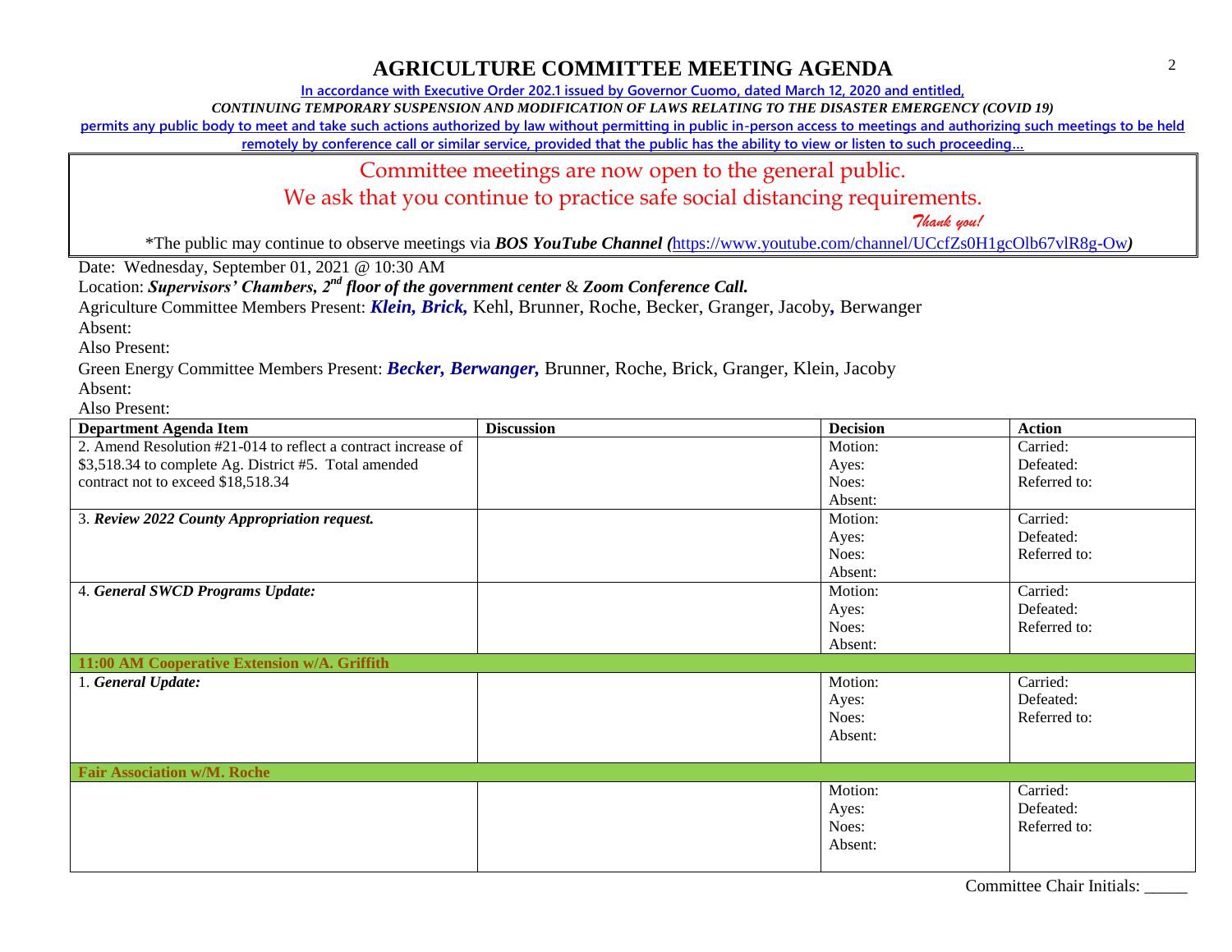# AGRICULTURE COMMITTEE MEETING AGENDA

In accordance with Executive Order 202.1 issued by Governor Cuomo, dated March 12, 2020 and entitled,

*CONTINUING TEMPORARY SUSPENSION AND MODIFICATION OF LAWS RELATING TO THE DISASTER EMERGENCY (COVID 19)*

permits any public body to meet and take such actions authorized by law without permitting in public in-person access to meetings and authorizing such meetings to be held remotely by conference call or similar service, provided that the public has the ability to view or listen to such proceeding…

Committee meetings are now open to the general public.

We ask that you continue to practice safe social distancing requirements.

*Thank you!*

*The public may continue to observe meetings via ***BOS YouTube Channel (***https://www.youtube.com/channel/UCcfZs0H1gcOlb67vlR8g-Ow***)***

Date: Wednesday, September 01, 2021 @ 10:30 AM

Location: ***Supervisors' Chambers, 2nd floor of the government center*** & ***Zoom Conference Call.***

Agriculture Committee Members Present: ***Klein, Brick,*** Kehl, Brunner, Roche, Becker, Granger, Jacoby, Berwanger

Absent:

Also Present:

Green Energy Committee Members Present: ***Becker, Berwanger,*** Brunner, Roche, Brick, Granger, Klein, Jacoby

Absent:

Also Present:

| Department Agenda Item | Discussion | Decision | Action |
|---|---|---|---|
| 2. Amend Resolution #21-014 to reflect a contract increase of $3,518.34 to complete Ag. District #5. Total amended contract not to exceed $18,518.34 | | Motion:<br>Ayes:<br>Noes:<br>Absent: | Carried:<br>Defeated:<br>Referred to: |
| 3. ***Review 2022 County Appropriation request.*** | | Motion:<br>Ayes:<br>Noes:<br>Absent: | Carried:<br>Defeated:<br>Referred to: |
| 4. ***General SWCD Programs Update:*** | | Motion:<br>Ayes:<br>Noes:<br>Absent: | Carried:<br>Defeated:<br>Referred to: |
| **11:00 AM Cooperative Extension w/A. Griffith** | | | |
| 1. ***General Update:*** | | Motion:<br>Ayes:<br>Noes:<br>Absent: | Carried:<br>Defeated:<br>Referred to: |
| **Fair Association w/M. Roche** | | | |
| | | Motion:<br>Ayes:<br>Noes:<br>Absent: | Carried:<br>Defeated:<br>Referred to: |

Committee Chair Initials: _____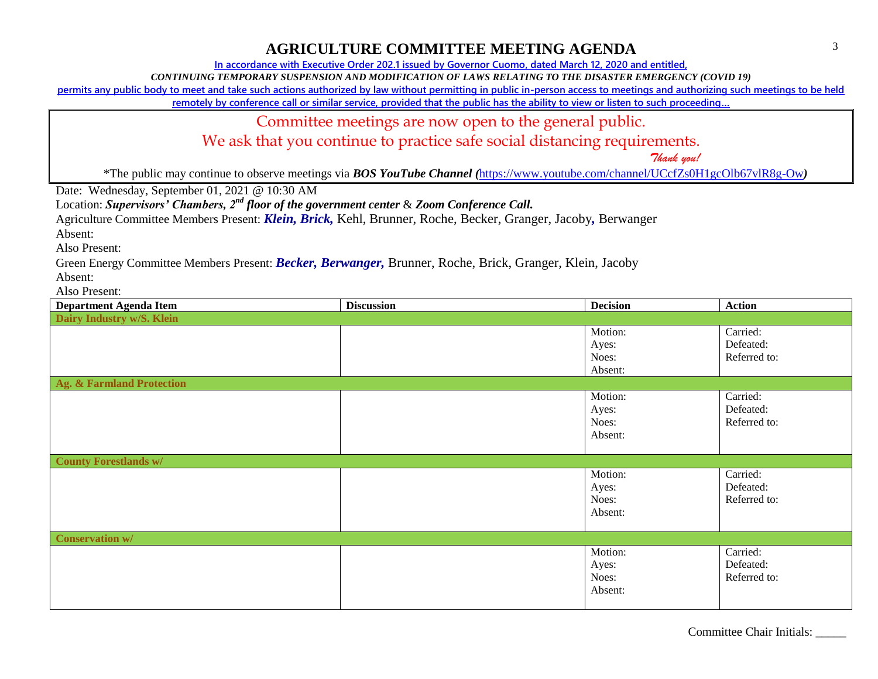# AGRICULTURE COMMITTEE MEETING AGENDA

In accordance with Executive Order 202.1 issued by Governor Cuomo, dated March 12, 2020 and entitled,

*CONTINUING TEMPORARY SUSPENSION AND MODIFICATION OF LAWS RELATING TO THE DISASTER EMERGENCY (COVID 19)*

permits any public body to meet and take such actions authorized by law without permitting in public in-person access to meetings and authorizing such meetings to be held remotely by conference call or similar service, provided that the public has the ability to view or listen to such proceeding…

Committee meetings are now open to the general public.

We ask that you continue to practice safe social distancing requirements.

*Thank you!*

*The public may continue to observe meetings via ***BOS YouTube Channel*** *(*https://www.youtube.com/channel/UCcfZs0H1gcOlb67vlR8g-Ow*)*

Date: Wednesday, September 01, 2021 @ 10:30 AM

Location: ***Supervisors' Chambers, 2nd floor of the government center*** & ***Zoom Conference Call.***

Agriculture Committee Members Present: ***Klein, Brick,*** Kehl, Brunner, Roche, Becker, Granger, Jacoby**,** Berwanger

Absent:

Also Present:

Green Energy Committee Members Present: ***Becker, Berwanger,*** Brunner, Roche, Brick, Granger, Klein, Jacoby

Absent:

Also Present:

| Department Agenda Item | Discussion | Decision | Action |
|---|---|---|---|
| **Dairy Industry w/S. Klein** | | | |
| | | Motion:<br>Ayes:<br>Noes:<br>Absent: | Carried:<br>Defeated:<br>Referred to: |
| **Ag. & Farmland Protection** | | | |
| | | Motion:<br>Ayes:<br>Noes:<br>Absent: | Carried:<br>Defeated:<br>Referred to: |
| **County Forestlands w/** | | | |
| | | Motion:<br>Ayes:<br>Noes:<br>Absent: | Carried:<br>Defeated:<br>Referred to: |
| **Conservation w/** | | | |
| | | Motion:<br>Ayes:<br>Noes:<br>Absent: | Carried:<br>Defeated:<br>Referred to: |

Committee Chair Initials: _____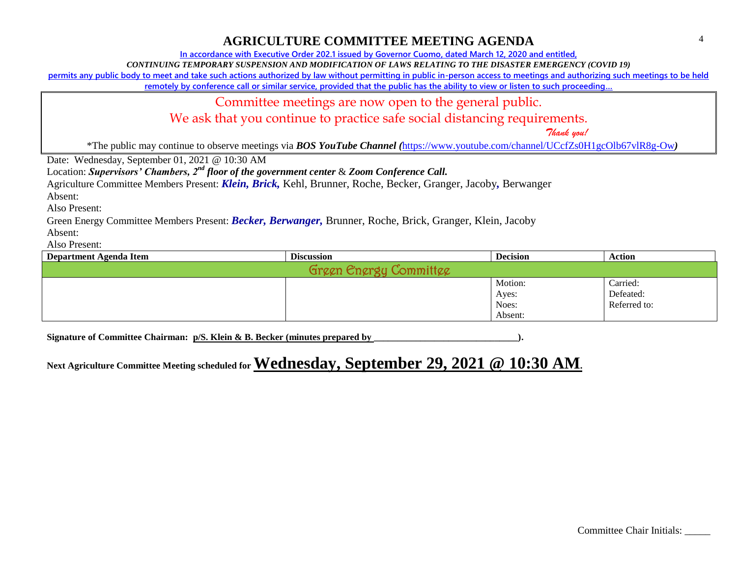# AGRICULTURE COMMITTEE MEETING AGENDA

In accordance with Executive Order 202.1 issued by Governor Cuomo, dated March 12, 2020 and entitled,

*CONTINUING TEMPORARY SUSPENSION AND MODIFICATION OF LAWS RELATING TO THE DISASTER EMERGENCY (COVID 19)*

permits any public body to meet and take such actions authorized by law without permitting in public in-person access to meetings and authorizing such meetings to be held remotely by conference call or similar service, provided that the public has the ability to view or listen to such proceeding…

Committee meetings are now open to the general public.

We ask that you continue to practice safe social distancing requirements.

*Thank you!*

*The public may continue to observe meetings via ***BOS YouTube Channel (***https://www.youtube.com/channel/UCcfZs0H1gcOlb67vlR8g-Ow***)***

Date: Wednesday, September 01, 2021 @ 10:30 AM

Location: ***Supervisors' Chambers, 2nd floor of the government center*** & ***Zoom Conference Call.***

Agriculture Committee Members Present: ***Klein, Brick,*** Kehl, Brunner, Roche, Becker, Granger, Jacoby**,** Berwanger

Absent:

Also Present:

Green Energy Committee Members Present: ***Becker, Berwanger,*** Brunner, Roche, Brick, Granger, Klein, Jacoby

Absent:

Also Present:

| Department Agenda Item | Discussion | Decision | Action |
|---|---|---|---|
| Green Energy Committee | | | |
| | | Motion:<br>Ayes:<br>Noes:<br>Absent: | Carried:<br>Defeated:<br>Referred to: |

**Signature of Committee Chairman: p/S. Klein & B. Becker (minutes prepared by ______________________________).**

**Next Agriculture Committee Meeting scheduled for Wednesday, September 29, 2021 @ 10:30 AM.**

Committee Chair Initials: _____